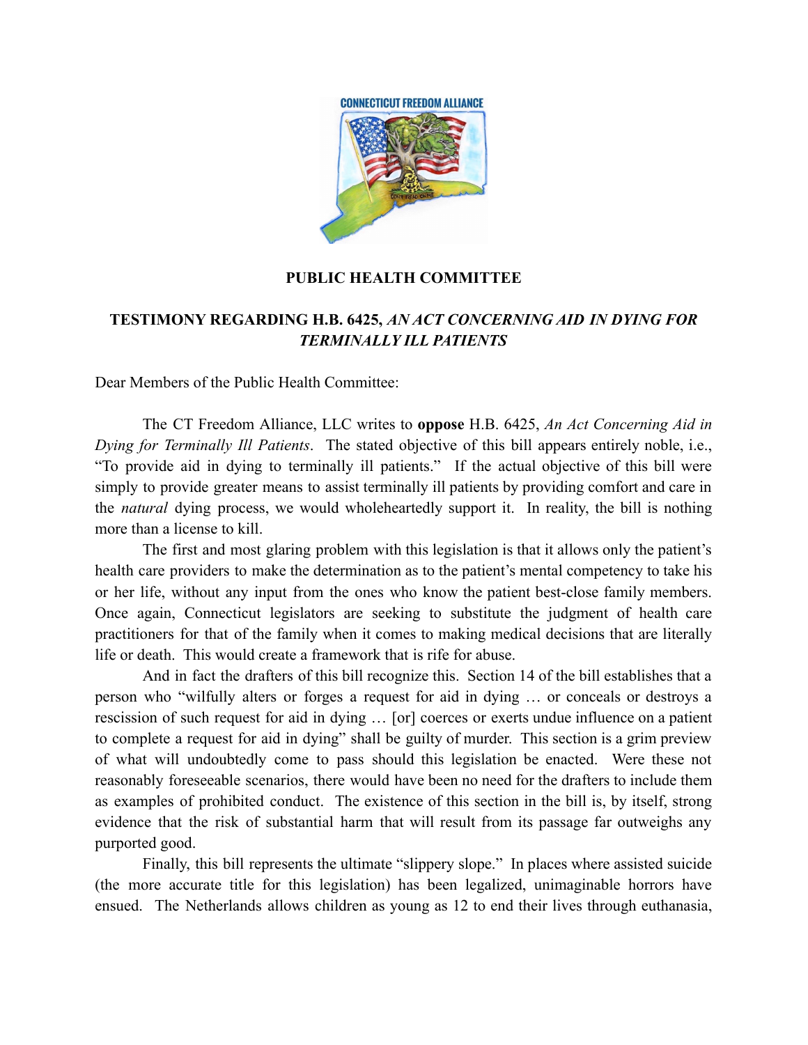CONNECTICUT FREEDOM ALLIANCE

**PUBLIC HEALTH COMMITTEE**

**TESTIMONY REGARDING H.B. 6425, *AN ACT CONCERNING AID IN DYING FOR TERMINALLY ILL PATIENTS***

Dear Members of the Public Health Committee:

The CT Freedom Alliance, LLC writes to **oppose** H.B. 6425, *An Act Concerning Aid in Dying for Terminally Ill Patients*. The stated objective of this bill appears entirely noble, i.e., "To provide aid in dying to terminally ill patients." If the actual objective of this bill were simply to provide greater means to assist terminally ill patients by providing comfort and care in the *natural* dying process, we would wholeheartedly support it. In reality, the bill is nothing more than a license to kill.

The first and most glaring problem with this legislation is that it allows only the patient's health care providers to make the determination as to the patient's mental competency to take his or her life, without any input from the ones who know the patient best-close family members. Once again, Connecticut legislators are seeking to substitute the judgment of health care practitioners for that of the family when it comes to making medical decisions that are literally life or death. This would create a framework that is rife for abuse.

And in fact the drafters of this bill recognize this. Section 14 of the bill establishes that a person who "wilfully alters or forges a request for aid in dying … or conceals or destroys a rescission of such request for aid in dying … [or] coerces or exerts undue influence on a patient to complete a request for aid in dying" shall be guilty of murder. This section is a grim preview of what will undoubtedly come to pass should this legislation be enacted. Were these not reasonably foreseeable scenarios, there would have been no need for the drafters to include them as examples of prohibited conduct. The existence of this section in the bill is, by itself, strong evidence that the risk of substantial harm that will result from its passage far outweighs any purported good.

Finally, this bill represents the ultimate "slippery slope." In places where assisted suicide (the more accurate title for this legislation) has been legalized, unimaginable horrors have ensued. The Netherlands allows children as young as 12 to end their lives through euthanasia,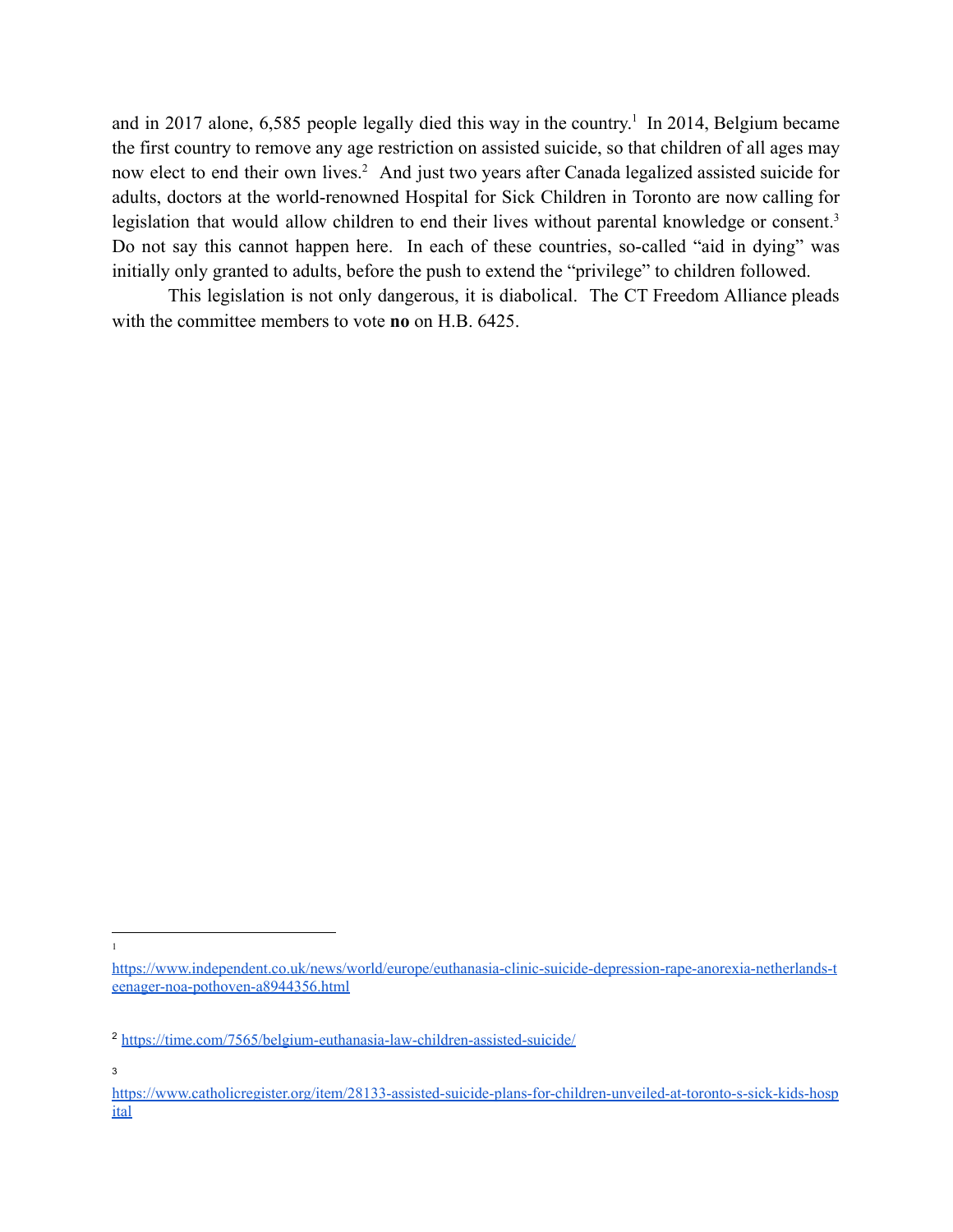and in 2017 alone, 6,585 people legally died this way in the country.[1] In 2014, Belgium became the first country to remove any age restriction on assisted suicide, so that children of all ages may now elect to end their own lives.[2] And just two years after Canada legalized assisted suicide for adults, doctors at the world-renowned Hospital for Sick Children in Toronto are now calling for legislation that would allow children to end their lives without parental knowledge or consent.[3] Do not say this cannot happen here. In each of these countries, so-called "aid in dying" was initially only granted to adults, before the push to extend the "privilege" to children followed.

This legislation is not only dangerous, it is diabolical. The CT Freedom Alliance pleads with the committee members to vote **no** on H.B. 6425.

---

[1] https://www.independent.co.uk/news/world/europe/euthanasia-clinic-suicide-depression-rape-anorexia-netherlands-teenager-noa-pothoven-a8944356.html

[2] https://time.com/7565/belgium-euthanasia-law-children-assisted-suicide/

[3] https://www.catholicregister.org/item/28133-assisted-suicide-plans-for-children-unveiled-at-toronto-s-sick-kids-hospital